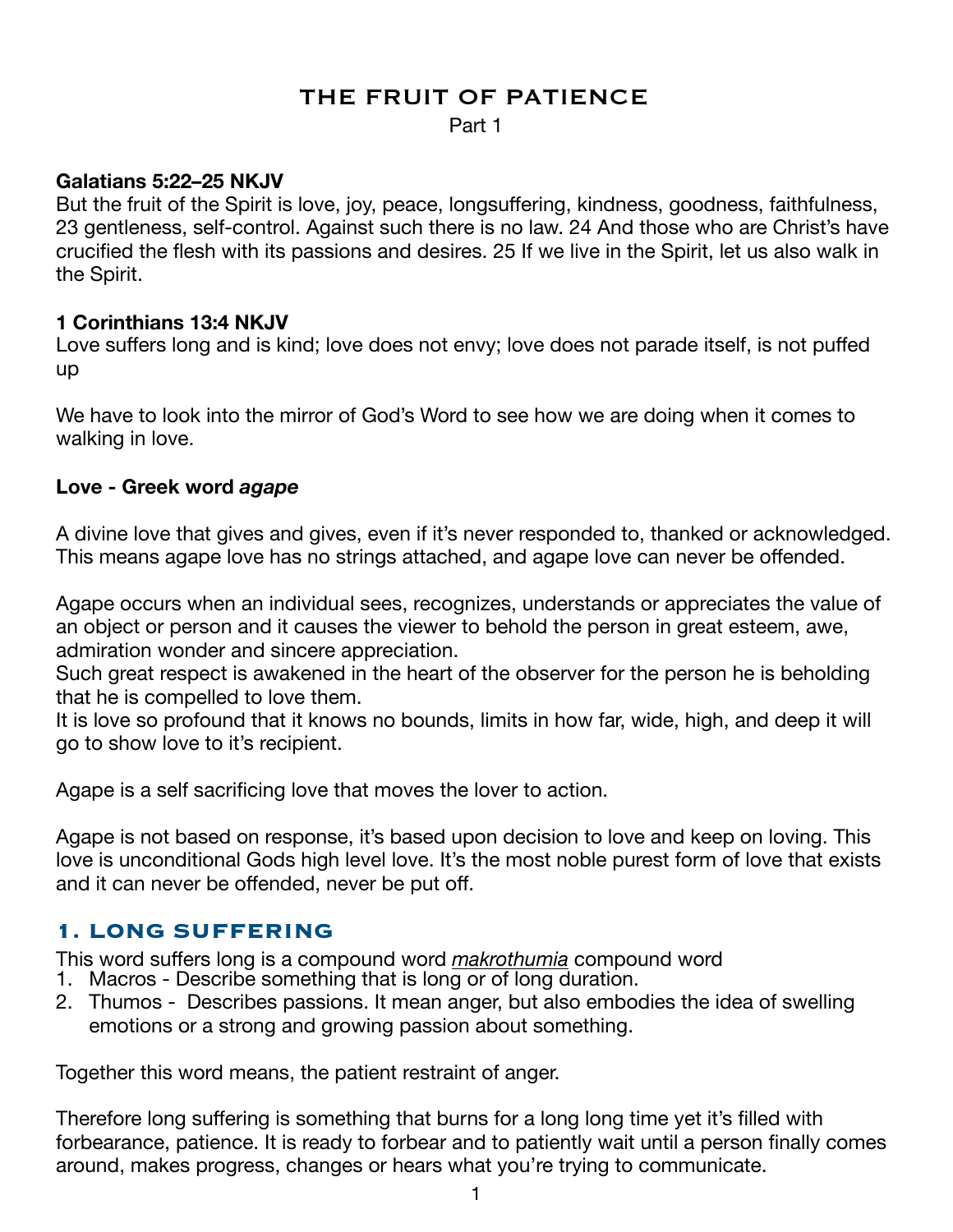# THE FRUIT OF PATIENCE

Part 1

**Galatians 5:22–25 NKJV**
But the fruit of the Spirit is love, joy, peace, longsuffering, kindness, goodness, faithfulness, 23 gentleness, self-control. Against such there is no law. 24 And those who are Christ's have crucified the flesh with its passions and desires. 25 If we live in the Spirit, let us also walk in the Spirit.

**1 Corinthians 13:4 NKJV**
Love suffers long and is kind; love does not envy; love does not parade itself, is not puffed up

We have to look into the mirror of God's Word to see how we are doing when it comes to walking in love.

**Love - Greek word *agape***

A divine love that gives and gives, even if it's never responded to, thanked or acknowledged. This means agape love has no strings attached, and agape love can never be offended.

Agape occurs when an individual sees, recognizes, understands or appreciates the value of an object or person and it causes the viewer to behold the person in great esteem, awe, admiration wonder and sincere appreciation.
Such great respect is awakened in the heart of the observer for the person he is beholding that he is compelled to love them.
It is love so profound that it knows no bounds, limits in how far, wide, high, and deep it will go to show love to it's recipient.

Agape is a self sacrificing love that moves the lover to action.

Agape is not based on response, it's based upon decision to love and keep on loving. This love is unconditional Gods high level love. It's the most noble purest form of love that exists and it can never be offended, never be put off.

## 1. LONG SUFFERING

This word suffers long is a compound word *makrothumia* compound word

1. Macros - Describe something that is long or of long duration.
2. Thumos - Describes passions. It mean anger, but also embodies the idea of swelling emotions or a strong and growing passion about something.

Together this word means, the patient restraint of anger.

Therefore long suffering is something that burns for a long long time yet it's filled with forbearance, patience. It is ready to forbear and to patiently wait until a person finally comes around, makes progress, changes or hears what you're trying to communicate.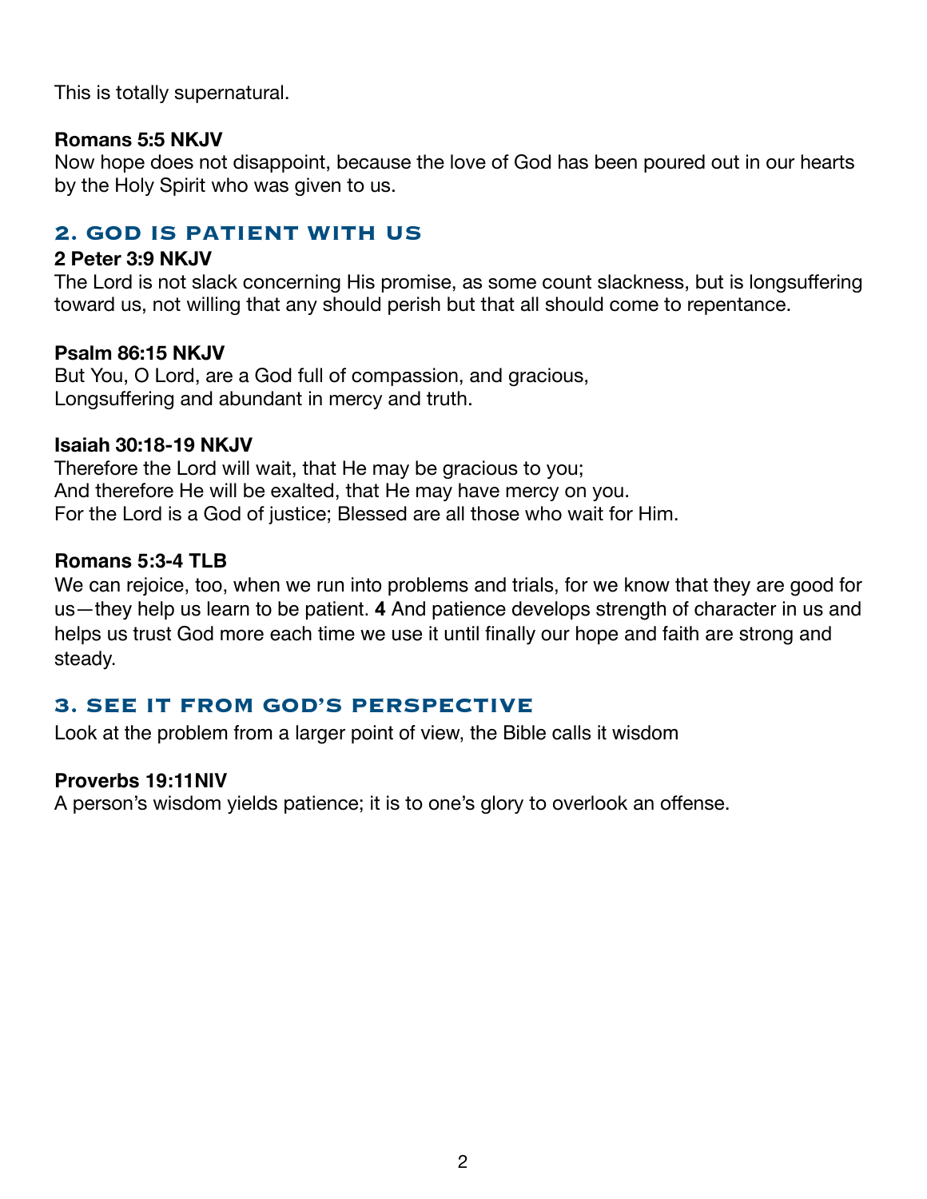This is totally supernatural.

**Romans 5:5 NKJV**
Now hope does not disappoint, because the love of God has been poured out in our hearts by the Holy Spirit who was given to us.

## 2. GOD IS PATIENT WITH US

**2 Peter 3:9 NKJV**
The Lord is not slack concerning His promise, as some count slackness, but is longsuffering toward us, not willing that any should perish but that all should come to repentance.

**Psalm 86:15 NKJV**
But You, O Lord, are a God full of compassion, and gracious,
Longsuffering and abundant in mercy and truth.

**Isaiah 30:18-19 NKJV**
Therefore the Lord will wait, that He may be gracious to you;
And therefore He will be exalted, that He may have mercy on you.
For the Lord is a God of justice; Blessed are all those who wait for Him.

**Romans 5:3-4 TLB**
We can rejoice, too, when we run into problems and trials, for we know that they are good for us—they help us learn to be patient. **4** And patience develops strength of character in us and helps us trust God more each time we use it until finally our hope and faith are strong and steady.

## 3. SEE IT FROM GOD'S PERSPECTIVE

Look at the problem from a larger point of view, the Bible calls it wisdom

**Proverbs 19:11NIV**
A person's wisdom yields patience; it is to one's glory to overlook an offense.